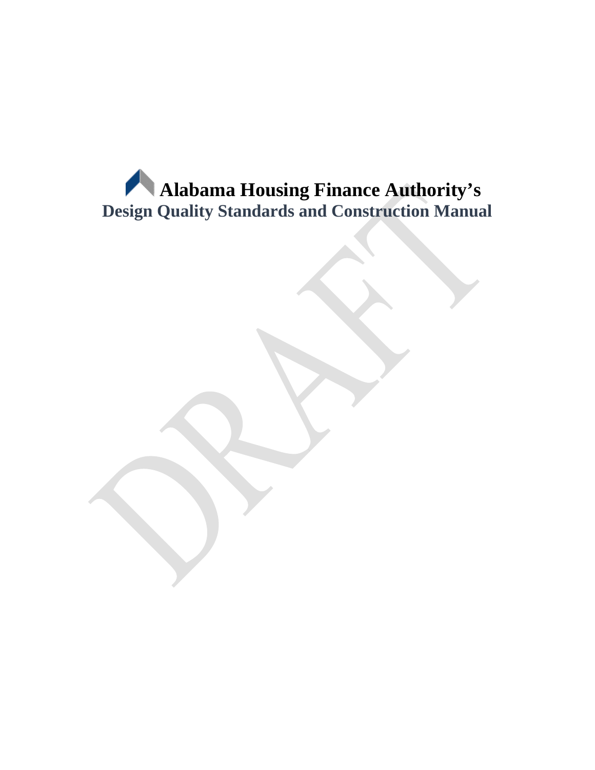# Alabama Housing Finance Authority's

## Design Quality Standards and Construction Manual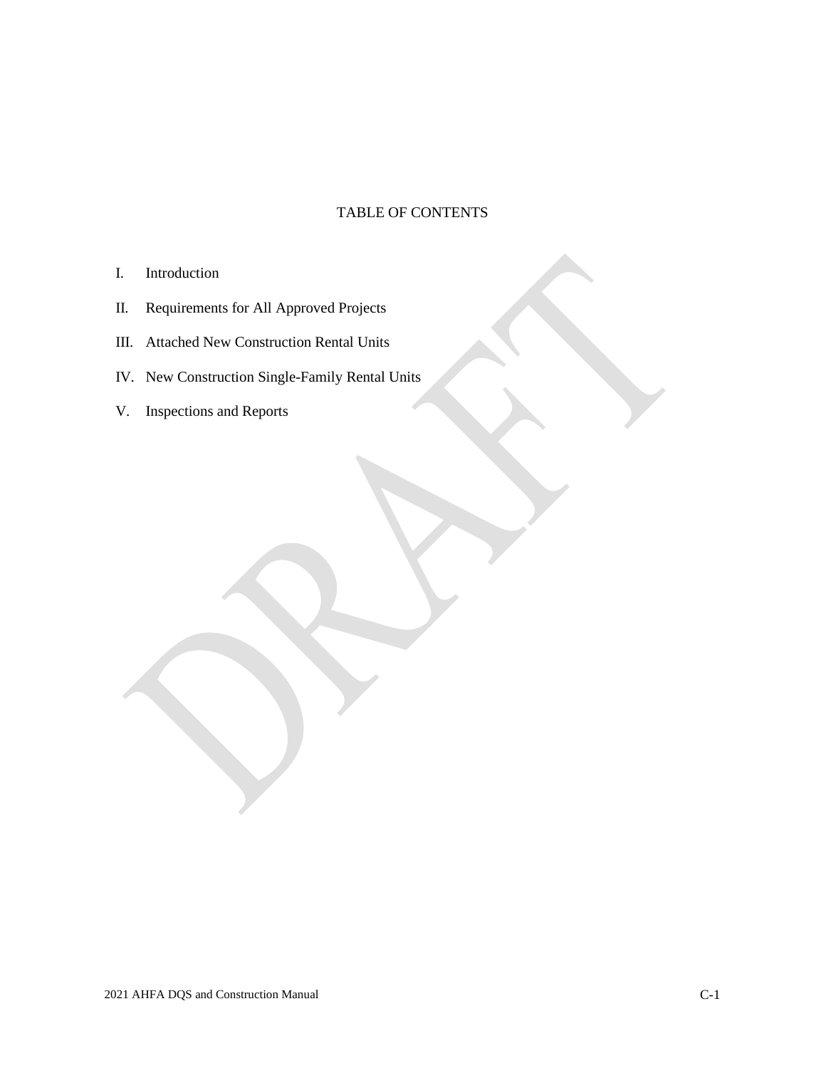# TABLE OF CONTENTS

I. Introduction

II. Requirements for All Approved Projects

III. Attached New Construction Rental Units

IV. New Construction Single-Family Rental Units

V. Inspections and Reports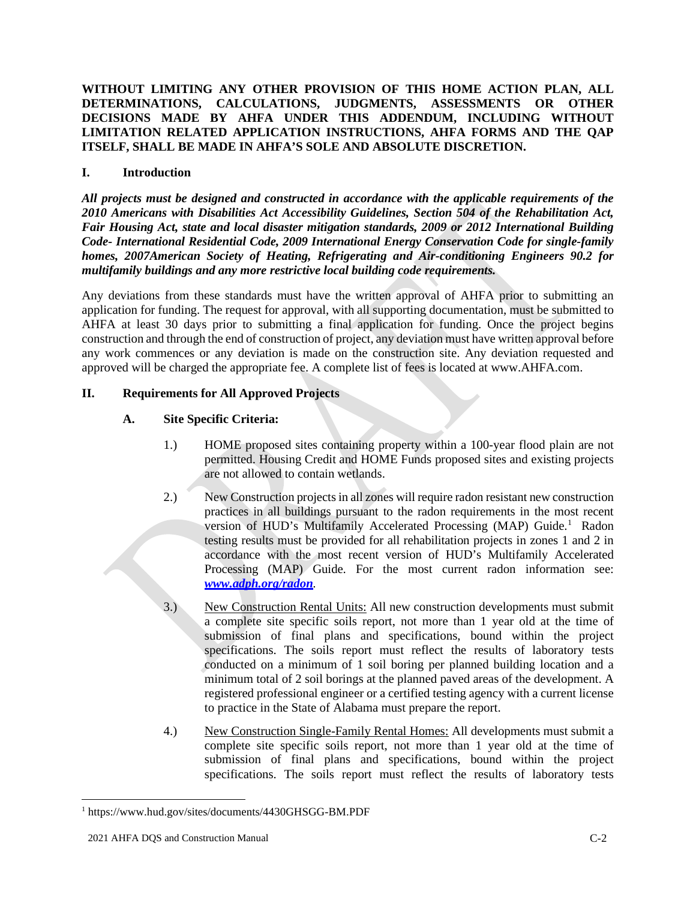**WITHOUT LIMITING ANY OTHER PROVISION OF THIS HOME ACTION PLAN, ALL DETERMINATIONS, CALCULATIONS, JUDGMENTS, ASSESSMENTS OR OTHER DECISIONS MADE BY AHFA UNDER THIS ADDENDUM, INCLUDING WITHOUT LIMITATION RELATED APPLICATION INSTRUCTIONS, AHFA FORMS AND THE QAP ITSELF, SHALL BE MADE IN AHFA'S SOLE AND ABSOLUTE DISCRETION.**

## I. Introduction

***All projects must be designed and constructed in accordance with the applicable requirements of the 2010 Americans with Disabilities Act Accessibility Guidelines, Section 504 of the Rehabilitation Act, Fair Housing Act, state and local disaster mitigation standards, 2009 or 2012 International Building Code- International Residential Code, 2009 International Energy Conservation Code for single-family homes, 2007American Society of Heating, Refrigerating and Air-conditioning Engineers 90.2 for multifamily buildings and any more restrictive local building code requirements.***

Any deviations from these standards must have the written approval of AHFA prior to submitting an application for funding. The request for approval, with all supporting documentation, must be submitted to AHFA at least 30 days prior to submitting a final application for funding. Once the project begins construction and through the end of construction of project, any deviation must have written approval before any work commences or any deviation is made on the construction site. Any deviation requested and approved will be charged the appropriate fee. A complete list of fees is located at www.AHFA.com.

## II. Requirements for All Approved Projects

### A. Site Specific Criteria:

1.) HOME proposed sites containing property within a 100-year flood plain are not permitted. Housing Credit and HOME Funds proposed sites and existing projects are not allowed to contain wetlands.

2.) New Construction projects in all zones will require radon resistant new construction practices in all buildings pursuant to the radon requirements in the most recent version of HUD's Multifamily Accelerated Processing (MAP) Guide.[1] Radon testing results must be provided for all rehabilitation projects in zones 1 and 2 in accordance with the most recent version of HUD's Multifamily Accelerated Processing (MAP) Guide. For the most current radon information see: ***www.adph.org/radon***.

3.) New Construction Rental Units: All new construction developments must submit a complete site specific soils report, not more than 1 year old at the time of submission of final plans and specifications, bound within the project specifications. The soils report must reflect the results of laboratory tests conducted on a minimum of 1 soil boring per planned building location and a minimum total of 2 soil borings at the planned paved areas of the development. A registered professional engineer or a certified testing agency with a current license to practice in the State of Alabama must prepare the report.

4.) New Construction Single-Family Rental Homes: All developments must submit a complete site specific soils report, not more than 1 year old at the time of submission of final plans and specifications, bound within the project specifications. The soils report must reflect the results of laboratory tests

---

[1] https://www.hud.gov/sites/documents/4430GHSGG-BM.PDF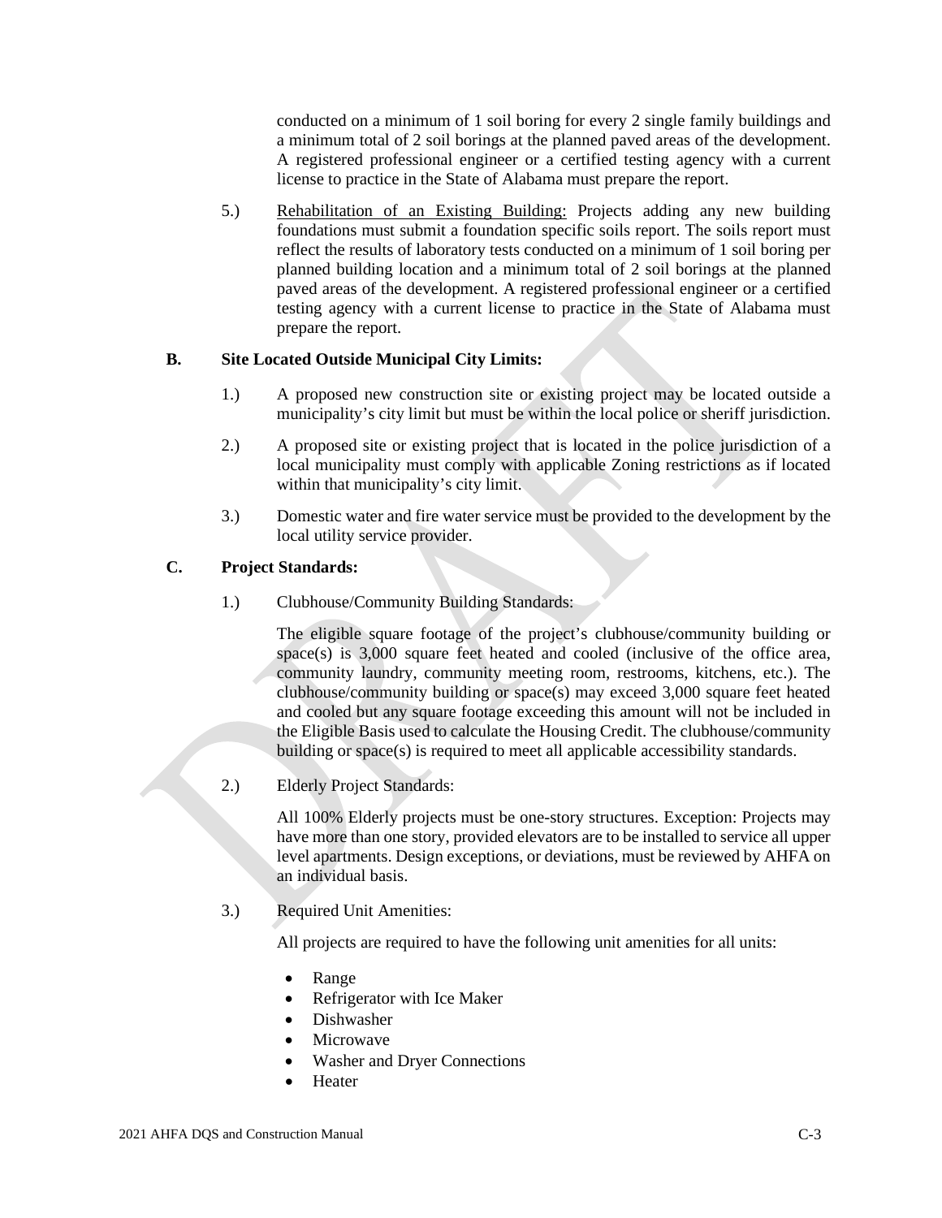conducted on a minimum of 1 soil boring for every 2 single family buildings and a minimum total of 2 soil borings at the planned paved areas of the development. A registered professional engineer or a certified testing agency with a current license to practice in the State of Alabama must prepare the report.

5.) Rehabilitation of an Existing Building: Projects adding any new building foundations must submit a foundation specific soils report. The soils report must reflect the results of laboratory tests conducted on a minimum of 1 soil boring per planned building location and a minimum total of 2 soil borings at the planned paved areas of the development. A registered professional engineer or a certified testing agency with a current license to practice in the State of Alabama must prepare the report.

**B. Site Located Outside Municipal City Limits:**

1.) A proposed new construction site or existing project may be located outside a municipality's city limit but must be within the local police or sheriff jurisdiction.

2.) A proposed site or existing project that is located in the police jurisdiction of a local municipality must comply with applicable Zoning restrictions as if located within that municipality's city limit.

3.) Domestic water and fire water service must be provided to the development by the local utility service provider.

**C. Project Standards:**

1.) Clubhouse/Community Building Standards:

The eligible square footage of the project's clubhouse/community building or space(s) is 3,000 square feet heated and cooled (inclusive of the office area, community laundry, community meeting room, restrooms, kitchens, etc.). The clubhouse/community building or space(s) may exceed 3,000 square feet heated and cooled but any square footage exceeding this amount will not be included in the Eligible Basis used to calculate the Housing Credit. The clubhouse/community building or space(s) is required to meet all applicable accessibility standards.

2.) Elderly Project Standards:

All 100% Elderly projects must be one-story structures. Exception: Projects may have more than one story, provided elevators are to be installed to service all upper level apartments. Design exceptions, or deviations, must be reviewed by AHFA on an individual basis.

3.) Required Unit Amenities:

All projects are required to have the following unit amenities for all units:

- Range
- Refrigerator with Ice Maker
- Dishwasher
- Microwave
- Washer and Dryer Connections
- Heater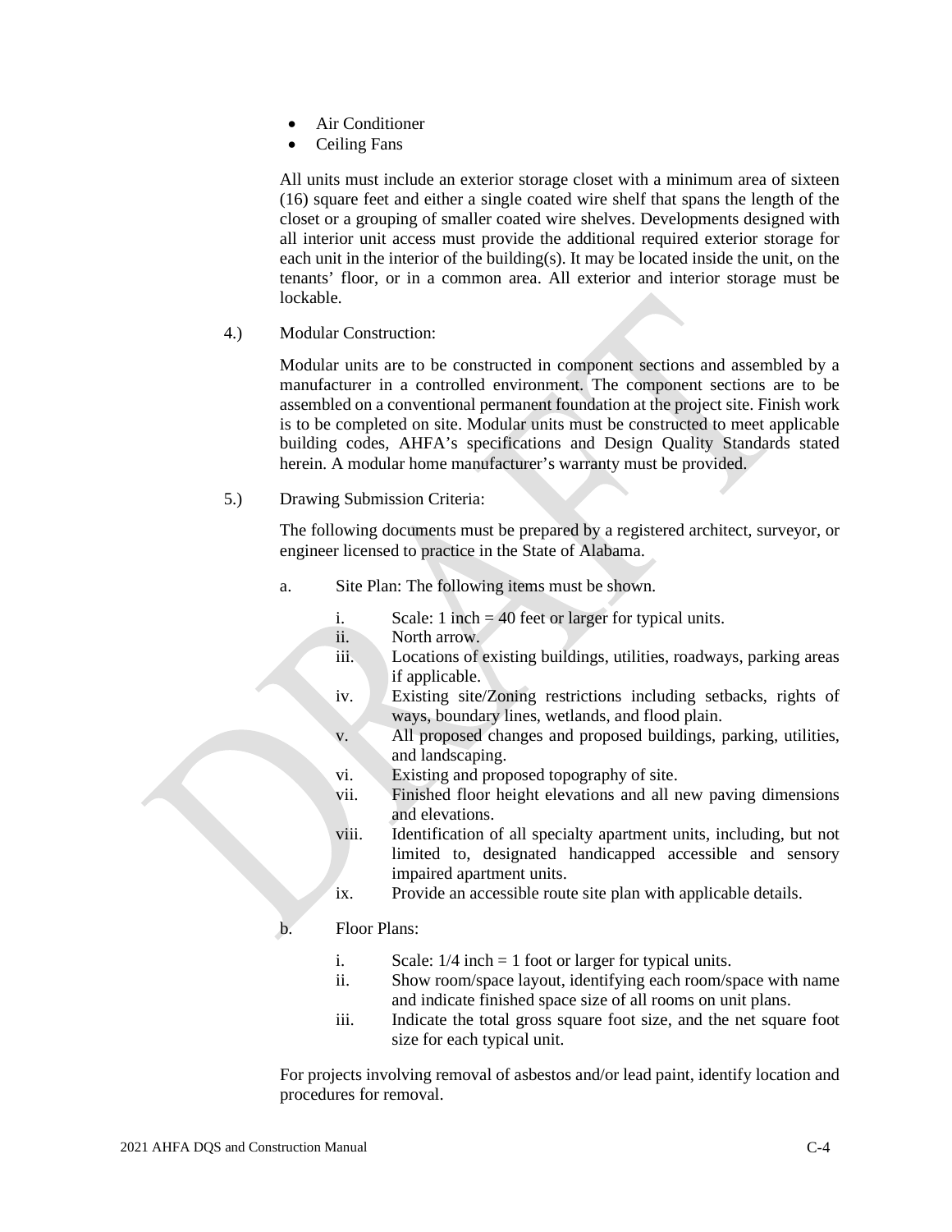- Air Conditioner
- Ceiling Fans

All units must include an exterior storage closet with a minimum area of sixteen (16) square feet and either a single coated wire shelf that spans the length of the closet or a grouping of smaller coated wire shelves. Developments designed with all interior unit access must provide the additional required exterior storage for each unit in the interior of the building(s). It may be located inside the unit, on the tenants' floor, or in a common area. All exterior and interior storage must be lockable.

4.) Modular Construction:

Modular units are to be constructed in component sections and assembled by a manufacturer in a controlled environment. The component sections are to be assembled on a conventional permanent foundation at the project site. Finish work is to be completed on site. Modular units must be constructed to meet applicable building codes, AHFA's specifications and Design Quality Standards stated herein. A modular home manufacturer's warranty must be provided.

5.) Drawing Submission Criteria:

The following documents must be prepared by a registered architect, surveyor, or engineer licensed to practice in the State of Alabama.

a. Site Plan: The following items must be shown.

   i. Scale: 1 inch = 40 feet or larger for typical units.
   ii. North arrow.
   iii. Locations of existing buildings, utilities, roadways, parking areas if applicable.
   iv. Existing site/Zoning restrictions including setbacks, rights of ways, boundary lines, wetlands, and flood plain.
   v. All proposed changes and proposed buildings, parking, utilities, and landscaping.
   vi. Existing and proposed topography of site.
   vii. Finished floor height elevations and all new paving dimensions and elevations.
   viii. Identification of all specialty apartment units, including, but not limited to, designated handicapped accessible and sensory impaired apartment units.
   ix. Provide an accessible route site plan with applicable details.

b. Floor Plans:

   i. Scale: 1/4 inch = 1 foot or larger for typical units.
   ii. Show room/space layout, identifying each room/space with name and indicate finished space size of all rooms on unit plans.
   iii. Indicate the total gross square foot size, and the net square foot size for each typical unit.

For projects involving removal of asbestos and/or lead paint, identify location and procedures for removal.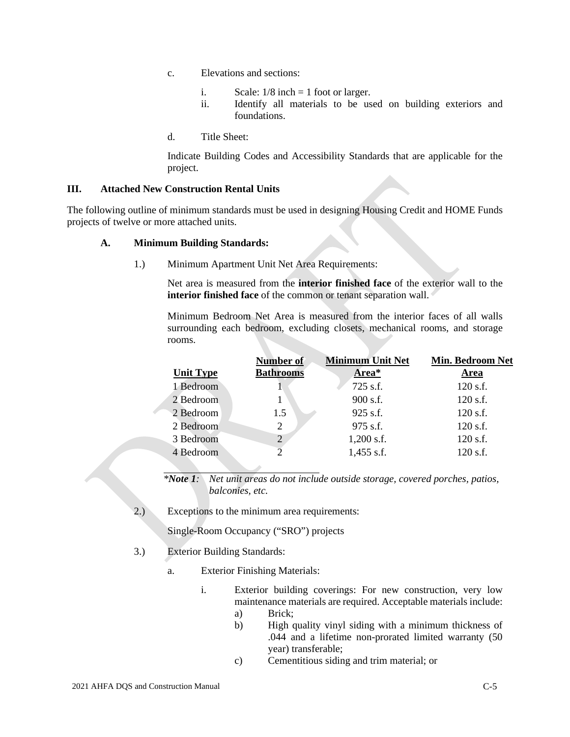c. Elevations and sections:

   i. Scale: 1/8 inch = 1 foot or larger.
   ii. Identify all materials to be used on building exteriors and foundations.

d. Title Sheet:

   Indicate Building Codes and Accessibility Standards that are applicable for the project.

## III. Attached New Construction Rental Units

The following outline of minimum standards must be used in designing Housing Credit and HOME Funds projects of twelve or more attached units.

### A. Minimum Building Standards:

1.) Minimum Apartment Unit Net Area Requirements:

Net area is measured from the **interior finished face** of the exterior wall to the **interior finished face** of the common or tenant separation wall.

Minimum Bedroom Net Area is measured from the interior faces of all walls surrounding each bedroom, excluding closets, mechanical rooms, and storage rooms.

| Unit Type | Number of Bathrooms | Minimum Unit Net Area* | Min. Bedroom Net Area |
|---|---|---|---|
| 1 Bedroom | 1 | 725 s.f. | 120 s.f. |
| 2 Bedroom | 1 | 900 s.f. | 120 s.f. |
| 2 Bedroom | 1.5 | 925 s.f. | 120 s.f. |
| 2 Bedroom | 2 | 975 s.f. | 120 s.f. |
| 3 Bedroom | 2 | 1,200 s.f. | 120 s.f. |
| 4 Bedroom | 2 | 1,455 s.f. | 120 s.f. |

**Note 1*: *Net unit areas do not include outside storage, covered porches, patios, balconies, etc.*

2.) Exceptions to the minimum area requirements:

Single-Room Occupancy ("SRO") projects

3.) Exterior Building Standards:

a. Exterior Finishing Materials:

   i. Exterior building coverings: For new construction, very low maintenance materials are required. Acceptable materials include:
      a) Brick;
      b) High quality vinyl siding with a minimum thickness of .044 and a lifetime non-prorated limited warranty (50 year) transferable;
      c) Cementitious siding and trim material; or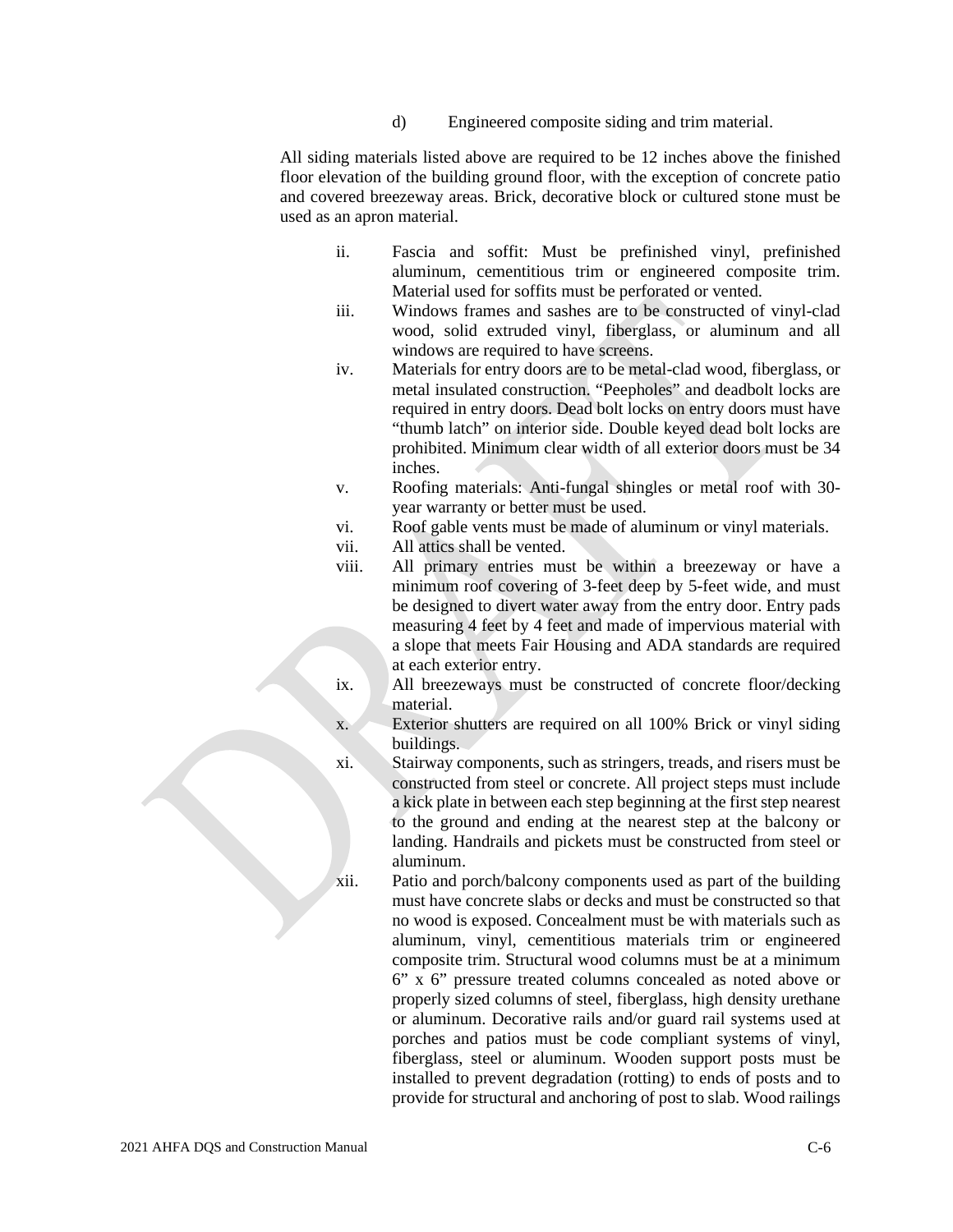d) Engineered composite siding and trim material.

All siding materials listed above are required to be 12 inches above the finished floor elevation of the building ground floor, with the exception of concrete patio and covered breezeway areas. Brick, decorative block or cultured stone must be used as an apron material.

ii. Fascia and soffit: Must be prefinished vinyl, prefinished aluminum, cementitious trim or engineered composite trim. Material used for soffits must be perforated or vented.

iii. Windows frames and sashes are to be constructed of vinyl-clad wood, solid extruded vinyl, fiberglass, or aluminum and all windows are required to have screens.

iv. Materials for entry doors are to be metal-clad wood, fiberglass, or metal insulated construction. "Peepholes" and deadbolt locks are required in entry doors. Dead bolt locks on entry doors must have "thumb latch" on interior side. Double keyed dead bolt locks are prohibited. Minimum clear width of all exterior doors must be 34 inches.

v. Roofing materials: Anti-fungal shingles or metal roof with 30-year warranty or better must be used.

vi. Roof gable vents must be made of aluminum or vinyl materials.

vii. All attics shall be vented.

viii. All primary entries must be within a breezeway or have a minimum roof covering of 3-feet deep by 5-feet wide, and must be designed to divert water away from the entry door. Entry pads measuring 4 feet by 4 feet and made of impervious material with a slope that meets Fair Housing and ADA standards are required at each exterior entry.

ix. All breezeways must be constructed of concrete floor/decking material.

x. Exterior shutters are required on all 100% Brick or vinyl siding buildings.

xi. Stairway components, such as stringers, treads, and risers must be constructed from steel or concrete. All project steps must include a kick plate in between each step beginning at the first step nearest to the ground and ending at the nearest step at the balcony or landing. Handrails and pickets must be constructed from steel or aluminum.

xii. Patio and porch/balcony components used as part of the building must have concrete slabs or decks and must be constructed so that no wood is exposed. Concealment must be with materials such as aluminum, vinyl, cementitious materials trim or engineered composite trim. Structural wood columns must be at a minimum 6" x 6" pressure treated columns concealed as noted above or properly sized columns of steel, fiberglass, high density urethane or aluminum. Decorative rails and/or guard rail systems used at porches and patios must be code compliant systems of vinyl, fiberglass, steel or aluminum. Wooden support posts must be installed to prevent degradation (rotting) to ends of posts and to provide for structural and anchoring of post to slab. Wood railings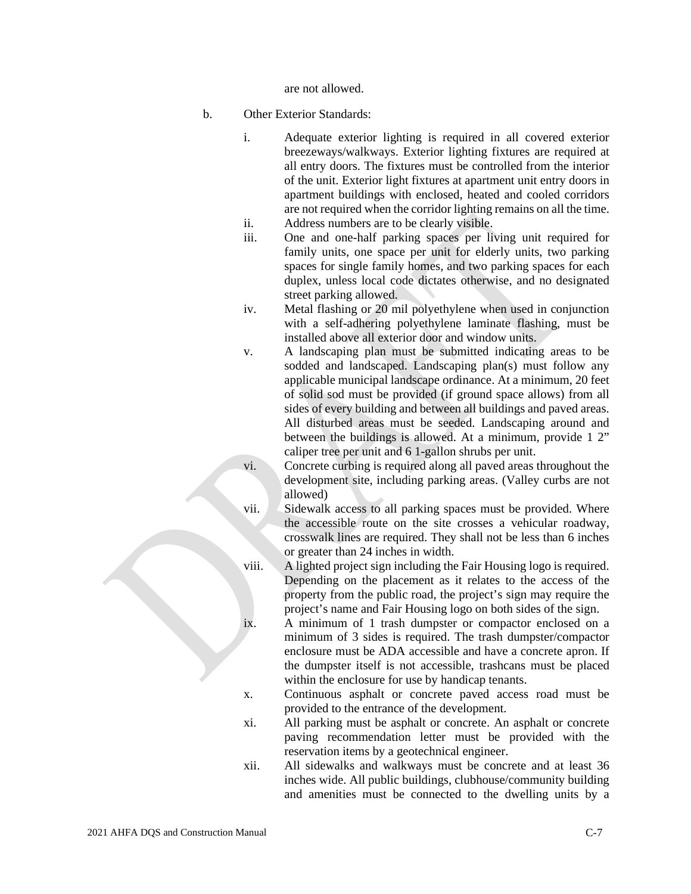are not allowed.

b. Other Exterior Standards:

   i. Adequate exterior lighting is required in all covered exterior breezeways/walkways. Exterior lighting fixtures are required at all entry doors. The fixtures must be controlled from the interior of the unit. Exterior light fixtures at apartment unit entry doors in apartment buildings with enclosed, heated and cooled corridors are not required when the corridor lighting remains on all the time.
   ii. Address numbers are to be clearly visible.
   iii. One and one-half parking spaces per living unit required for family units, one space per unit for elderly units, two parking spaces for single family homes, and two parking spaces for each duplex, unless local code dictates otherwise, and no designated street parking allowed.
   iv. Metal flashing or 20 mil polyethylene when used in conjunction with a self-adhering polyethylene laminate flashing, must be installed above all exterior door and window units.
   v. A landscaping plan must be submitted indicating areas to be sodded and landscaped. Landscaping plan(s) must follow any applicable municipal landscape ordinance. At a minimum, 20 feet of solid sod must be provided (if ground space allows) from all sides of every building and between all buildings and paved areas. All disturbed areas must be seeded. Landscaping around and between the buildings is allowed. At a minimum, provide 1 2" caliper tree per unit and 6 1-gallon shrubs per unit.
   vi. Concrete curbing is required along all paved areas throughout the development site, including parking areas. (Valley curbs are not allowed)
   vii. Sidewalk access to all parking spaces must be provided. Where the accessible route on the site crosses a vehicular roadway, crosswalk lines are required. They shall not be less than 6 inches or greater than 24 inches in width.
   viii. A lighted project sign including the Fair Housing logo is required. Depending on the placement as it relates to the access of the property from the public road, the project's sign may require the project's name and Fair Housing logo on both sides of the sign.
   ix. A minimum of 1 trash dumpster or compactor enclosed on a minimum of 3 sides is required. The trash dumpster/compactor enclosure must be ADA accessible and have a concrete apron. If the dumpster itself is not accessible, trashcans must be placed within the enclosure for use by handicap tenants.
   x. Continuous asphalt or concrete paved access road must be provided to the entrance of the development.
   xi. All parking must be asphalt or concrete. An asphalt or concrete paving recommendation letter must be provided with the reservation items by a geotechnical engineer.
   xii. All sidewalks and walkways must be concrete and at least 36 inches wide. All public buildings, clubhouse/community building and amenities must be connected to the dwelling units by a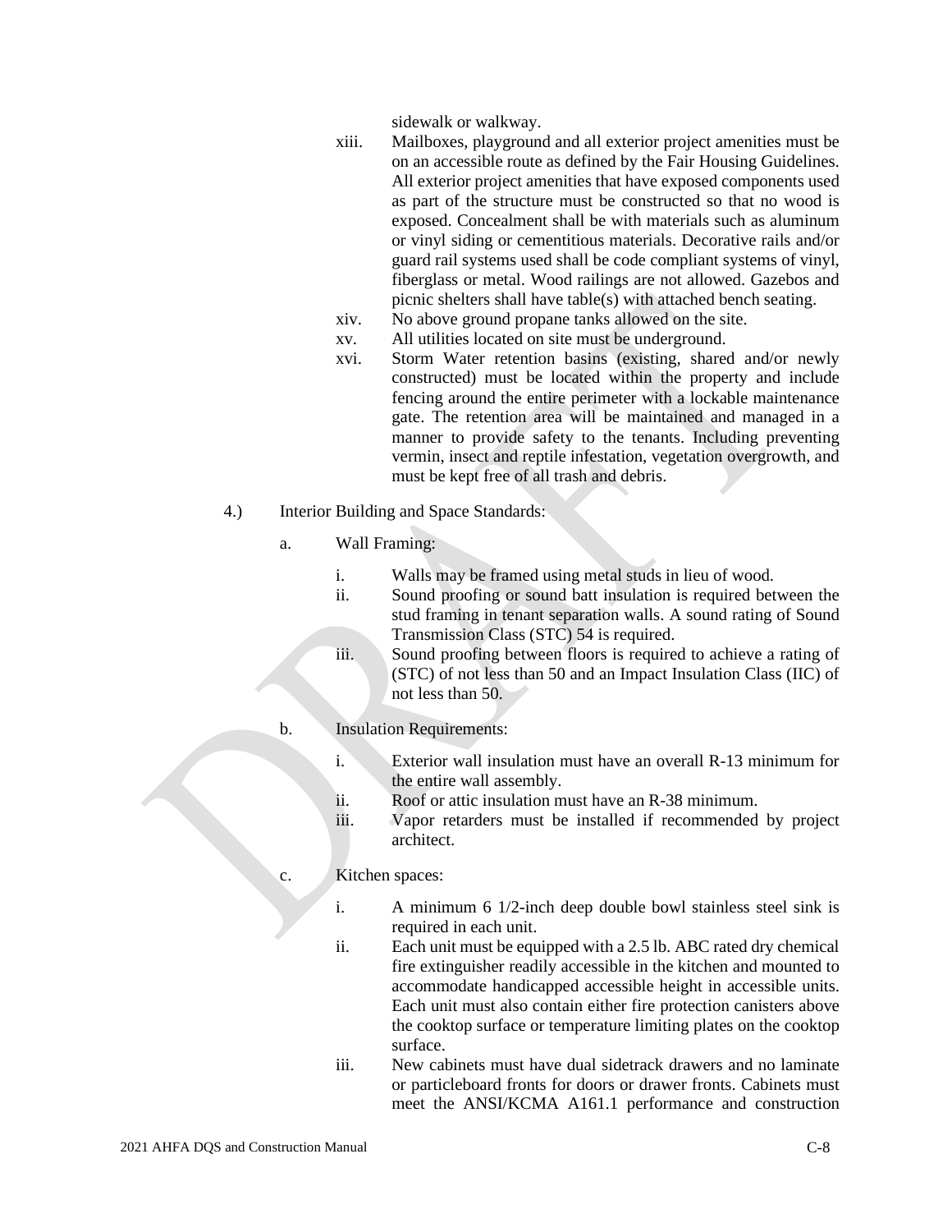sidewalk or walkway.

xiii. Mailboxes, playground and all exterior project amenities must be on an accessible route as defined by the Fair Housing Guidelines. All exterior project amenities that have exposed components used as part of the structure must be constructed so that no wood is exposed. Concealment shall be with materials such as aluminum or vinyl siding or cementitious materials. Decorative rails and/or guard rail systems used shall be code compliant systems of vinyl, fiberglass or metal. Wood railings are not allowed. Gazebos and picnic shelters shall have table(s) with attached bench seating.

xiv. No above ground propane tanks allowed on the site.

xv. All utilities located on site must be underground.

xvi. Storm Water retention basins (existing, shared and/or newly constructed) must be located within the property and include fencing around the entire perimeter with a lockable maintenance gate. The retention area will be maintained and managed in a manner to provide safety to the tenants. Including preventing vermin, insect and reptile infestation, vegetation overgrowth, and must be kept free of all trash and debris.

4.) Interior Building and Space Standards:

a. Wall Framing:

i. Walls may be framed using metal studs in lieu of wood.

ii. Sound proofing or sound batt insulation is required between the stud framing in tenant separation walls. A sound rating of Sound Transmission Class (STC) 54 is required.

iii. Sound proofing between floors is required to achieve a rating of (STC) of not less than 50 and an Impact Insulation Class (IIC) of not less than 50.

b. Insulation Requirements:

i. Exterior wall insulation must have an overall R-13 minimum for the entire wall assembly.

ii. Roof or attic insulation must have an R-38 minimum.

iii. Vapor retarders must be installed if recommended by project architect.

c. Kitchen spaces:

i. A minimum 6 1/2-inch deep double bowl stainless steel sink is required in each unit.

ii. Each unit must be equipped with a 2.5 lb. ABC rated dry chemical fire extinguisher readily accessible in the kitchen and mounted to accommodate handicapped accessible height in accessible units. Each unit must also contain either fire protection canisters above the cooktop surface or temperature limiting plates on the cooktop surface.

iii. New cabinets must have dual sidetrack drawers and no laminate or particleboard fronts for doors or drawer fronts. Cabinets must meet the ANSI/KCMA A161.1 performance and construction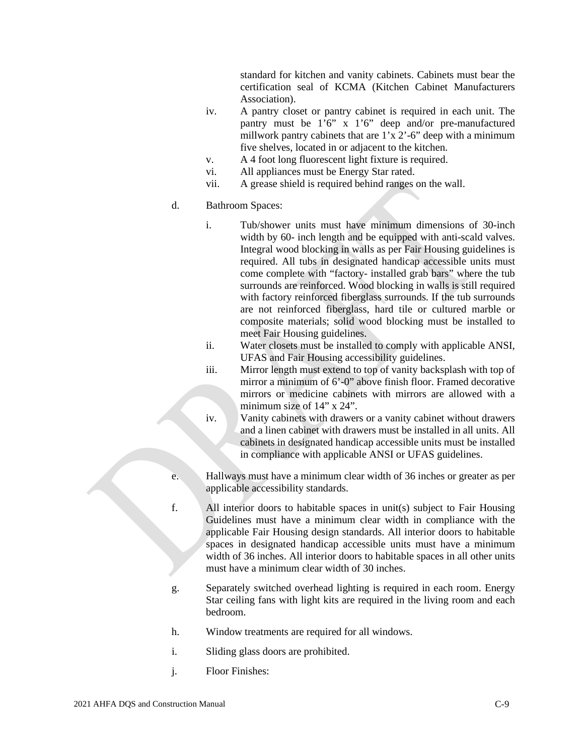standard for kitchen and vanity cabinets. Cabinets must bear the certification seal of KCMA (Kitchen Cabinet Manufacturers Association).

iv. A pantry closet or pantry cabinet is required in each unit. The pantry must be 1'6" x 1'6" deep and/or pre-manufactured millwork pantry cabinets that are 1'x 2'-6" deep with a minimum five shelves, located in or adjacent to the kitchen.

v. A 4 foot long fluorescent light fixture is required.

vi. All appliances must be Energy Star rated.

vii. A grease shield is required behind ranges on the wall.

d. Bathroom Spaces:

i. Tub/shower units must have minimum dimensions of 30-inch width by 60- inch length and be equipped with anti-scald valves. Integral wood blocking in walls as per Fair Housing guidelines is required. All tubs in designated handicap accessible units must come complete with "factory- installed grab bars" where the tub surrounds are reinforced. Wood blocking in walls is still required with factory reinforced fiberglass surrounds. If the tub surrounds are not reinforced fiberglass, hard tile or cultured marble or composite materials; solid wood blocking must be installed to meet Fair Housing guidelines.

ii. Water closets must be installed to comply with applicable ANSI, UFAS and Fair Housing accessibility guidelines.

iii. Mirror length must extend to top of vanity backsplash with top of mirror a minimum of 6'-0" above finish floor. Framed decorative mirrors or medicine cabinets with mirrors are allowed with a minimum size of 14" x 24".

iv. Vanity cabinets with drawers or a vanity cabinet without drawers and a linen cabinet with drawers must be installed in all units. All cabinets in designated handicap accessible units must be installed in compliance with applicable ANSI or UFAS guidelines.

e. Hallways must have a minimum clear width of 36 inches or greater as per applicable accessibility standards.

f. All interior doors to habitable spaces in unit(s) subject to Fair Housing Guidelines must have a minimum clear width in compliance with the applicable Fair Housing design standards. All interior doors to habitable spaces in designated handicap accessible units must have a minimum width of 36 inches. All interior doors to habitable spaces in all other units must have a minimum clear width of 30 inches.

g. Separately switched overhead lighting is required in each room. Energy Star ceiling fans with light kits are required in the living room and each bedroom.

h. Window treatments are required for all windows.

i. Sliding glass doors are prohibited.

j. Floor Finishes: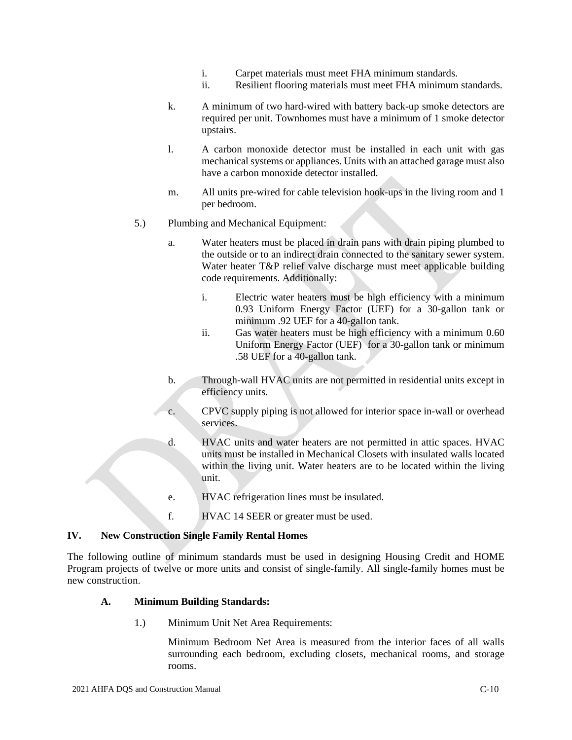i. Carpet materials must meet FHA minimum standards.
ii. Resilient flooring materials must meet FHA minimum standards.

k. A minimum of two hard-wired with battery back-up smoke detectors are required per unit. Townhomes must have a minimum of 1 smoke detector upstairs.

l. A carbon monoxide detector must be installed in each unit with gas mechanical systems or appliances. Units with an attached garage must also have a carbon monoxide detector installed.

m. All units pre-wired for cable television hook-ups in the living room and 1 per bedroom.

5.) Plumbing and Mechanical Equipment:

a. Water heaters must be placed in drain pans with drain piping plumbed to the outside or to an indirect drain connected to the sanitary sewer system. Water heater T&P relief valve discharge must meet applicable building code requirements. Additionally:

i. Electric water heaters must be high efficiency with a minimum 0.93 Uniform Energy Factor (UEF) for a 30-gallon tank or minimum .92 UEF for a 40-gallon tank.
ii. Gas water heaters must be high efficiency with a minimum 0.60 Uniform Energy Factor (UEF) for a 30-gallon tank or minimum .58 UEF for a 40-gallon tank.

b. Through-wall HVAC units are not permitted in residential units except in efficiency units.

c. CPVC supply piping is not allowed for interior space in-wall or overhead services.

d. HVAC units and water heaters are not permitted in attic spaces. HVAC units must be installed in Mechanical Closets with insulated walls located within the living unit. Water heaters are to be located within the living unit.

e. HVAC refrigeration lines must be insulated.

f. HVAC 14 SEER or greater must be used.

## IV. New Construction Single Family Rental Homes

The following outline of minimum standards must be used in designing Housing Credit and HOME Program projects of twelve or more units and consist of single-family. All single-family homes must be new construction.

### A. Minimum Building Standards:

1.) Minimum Unit Net Area Requirements:

Minimum Bedroom Net Area is measured from the interior faces of all walls surrounding each bedroom, excluding closets, mechanical rooms, and storage rooms.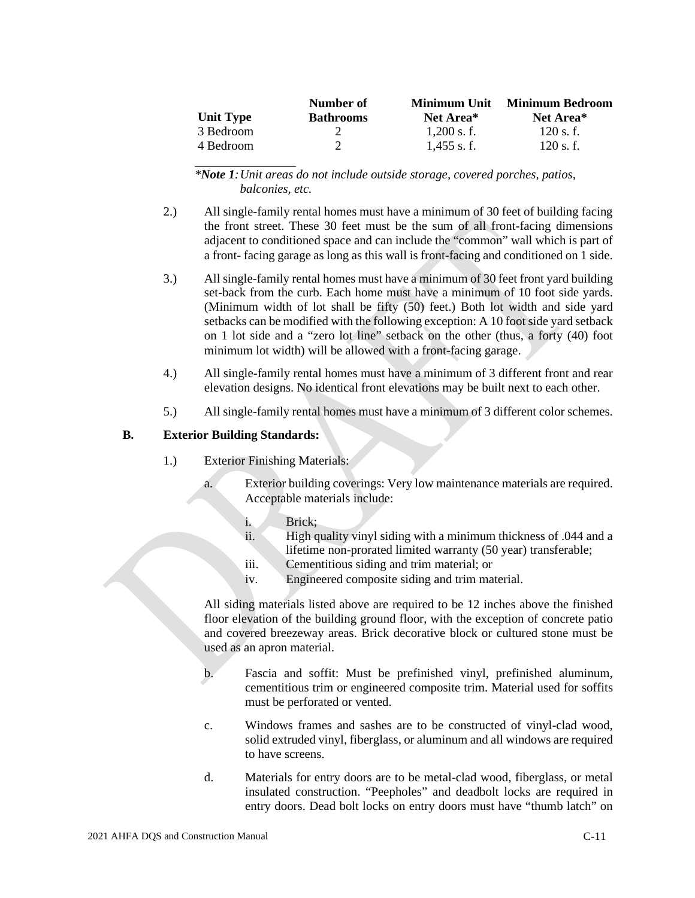| Unit Type | Number of Bathrooms | Minimum Unit Net Area* | Minimum Bedroom Net Area* |
|---|---|---|---|
| 3 Bedroom | 2 | 1,200 s. f. | 120 s. f. |
| 4 Bedroom | 2 | 1,455 s. f. | 120 s. f. |

**Note 1*:** *Unit areas do not include outside storage, covered porches, patios, balconies, etc.*

2.) All single-family rental homes must have a minimum of 30 feet of building facing the front street. These 30 feet must be the sum of all front-facing dimensions adjacent to conditioned space and can include the "common" wall which is part of a front- facing garage as long as this wall is front-facing and conditioned on 1 side.

3.) All single-family rental homes must have a minimum of 30 feet front yard building set-back from the curb. Each home must have a minimum of 10 foot side yards. (Minimum width of lot shall be fifty (50) feet.) Both lot width and side yard setbacks can be modified with the following exception: A 10 foot side yard setback on 1 lot side and a "zero lot line" setback on the other (thus, a forty (40) foot minimum lot width) will be allowed with a front-facing garage.

4.) All single-family rental homes must have a minimum of 3 different front and rear elevation designs. No identical front elevations may be built next to each other.

5.) All single-family rental homes must have a minimum of 3 different color schemes.

**B. Exterior Building Standards:**

1.) Exterior Finishing Materials:

a. Exterior building coverings: Very low maintenance materials are required. Acceptable materials include:

i. Brick;
ii. High quality vinyl siding with a minimum thickness of .044 and a lifetime non-prorated limited warranty (50 year) transferable;
iii. Cementitious siding and trim material; or
iv. Engineered composite siding and trim material.

All siding materials listed above are required to be 12 inches above the finished floor elevation of the building ground floor, with the exception of concrete patio and covered breezeway areas. Brick decorative block or cultured stone must be used as an apron material.

b. Fascia and soffit: Must be prefinished vinyl, prefinished aluminum, cementitious trim or engineered composite trim. Material used for soffits must be perforated or vented.

c. Windows frames and sashes are to be constructed of vinyl-clad wood, solid extruded vinyl, fiberglass, or aluminum and all windows are required to have screens.

d. Materials for entry doors are to be metal-clad wood, fiberglass, or metal insulated construction. "Peepholes" and deadbolt locks are required in entry doors. Dead bolt locks on entry doors must have "thumb latch" on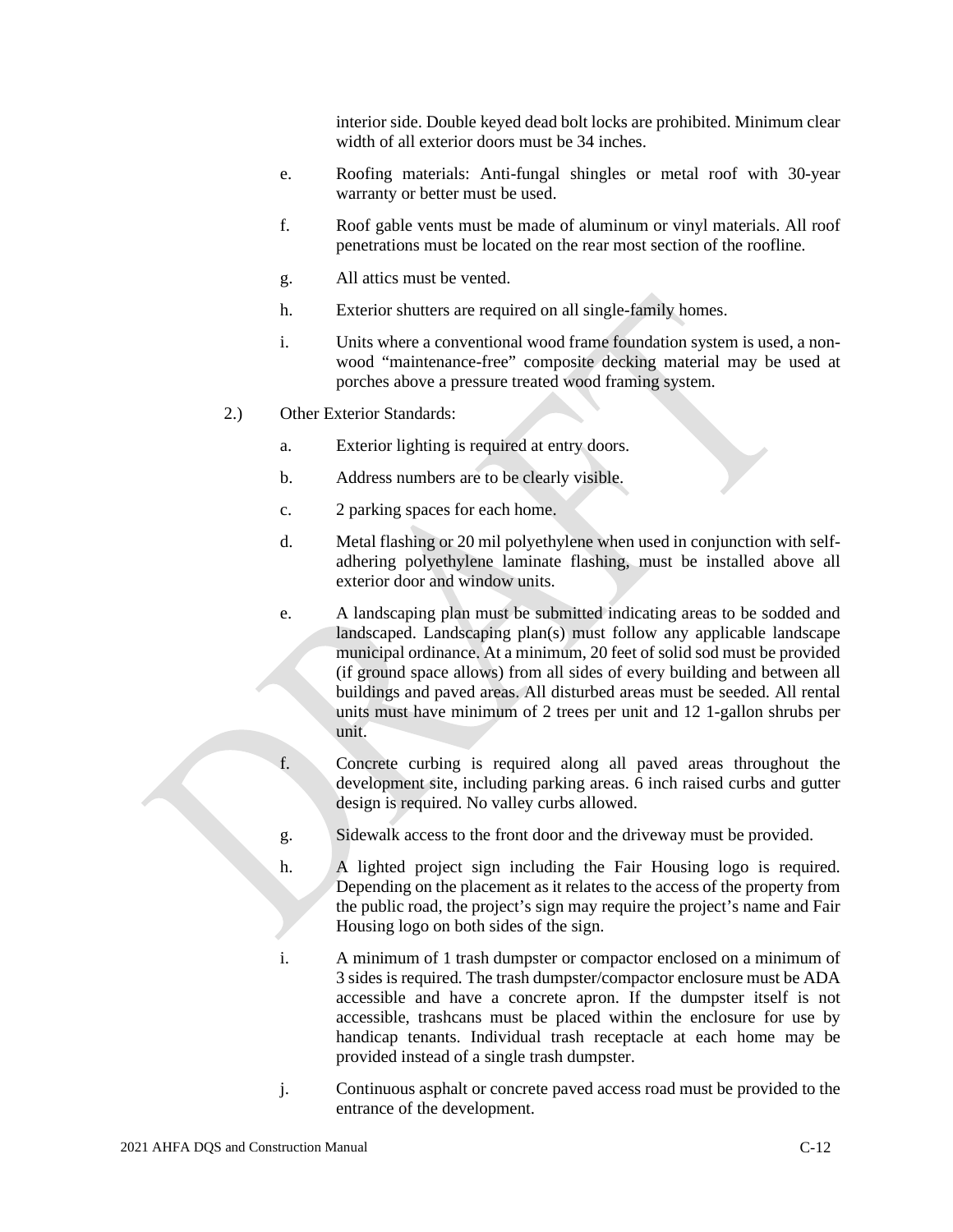interior side. Double keyed dead bolt locks are prohibited. Minimum clear width of all exterior doors must be 34 inches.

e. Roofing materials: Anti-fungal shingles or metal roof with 30-year warranty or better must be used.

f. Roof gable vents must be made of aluminum or vinyl materials. All roof penetrations must be located on the rear most section of the roofline.

g. All attics must be vented.

h. Exterior shutters are required on all single-family homes.

i. Units where a conventional wood frame foundation system is used, a non-wood "maintenance-free" composite decking material may be used at porches above a pressure treated wood framing system.

2.) Other Exterior Standards:

a. Exterior lighting is required at entry doors.

b. Address numbers are to be clearly visible.

c. 2 parking spaces for each home.

d. Metal flashing or 20 mil polyethylene when used in conjunction with self-adhering polyethylene laminate flashing, must be installed above all exterior door and window units.

e. A landscaping plan must be submitted indicating areas to be sodded and landscaped. Landscaping plan(s) must follow any applicable landscape municipal ordinance. At a minimum, 20 feet of solid sod must be provided (if ground space allows) from all sides of every building and between all buildings and paved areas. All disturbed areas must be seeded. All rental units must have minimum of 2 trees per unit and 12 1-gallon shrubs per unit.

f. Concrete curbing is required along all paved areas throughout the development site, including parking areas. 6 inch raised curbs and gutter design is required. No valley curbs allowed.

g. Sidewalk access to the front door and the driveway must be provided.

h. A lighted project sign including the Fair Housing logo is required. Depending on the placement as it relates to the access of the property from the public road, the project's sign may require the project's name and Fair Housing logo on both sides of the sign.

i. A minimum of 1 trash dumpster or compactor enclosed on a minimum of 3 sides is required. The trash dumpster/compactor enclosure must be ADA accessible and have a concrete apron. If the dumpster itself is not accessible, trashcans must be placed within the enclosure for use by handicap tenants. Individual trash receptacle at each home may be provided instead of a single trash dumpster.

j. Continuous asphalt or concrete paved access road must be provided to the entrance of the development.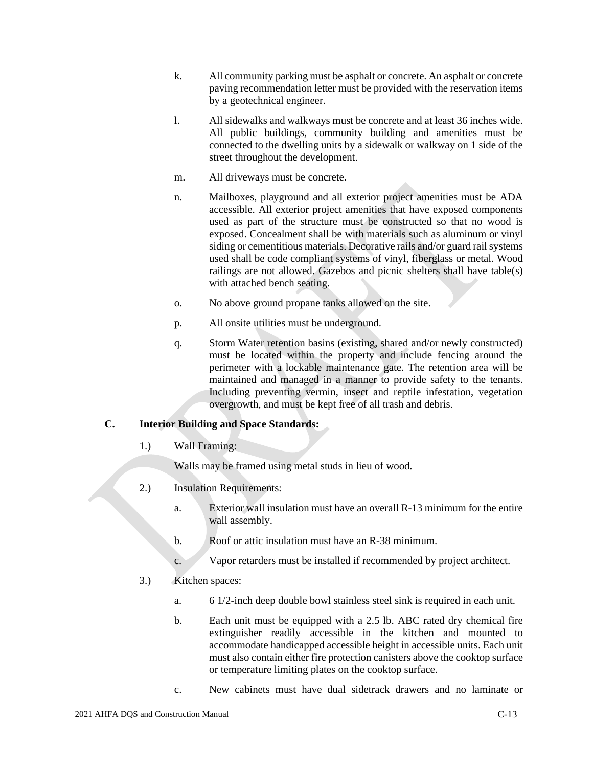k. All community parking must be asphalt or concrete. An asphalt or concrete paving recommendation letter must be provided with the reservation items by a geotechnical engineer.

l. All sidewalks and walkways must be concrete and at least 36 inches wide. All public buildings, community building and amenities must be connected to the dwelling units by a sidewalk or walkway on 1 side of the street throughout the development.

m. All driveways must be concrete.

n. Mailboxes, playground and all exterior project amenities must be ADA accessible. All exterior project amenities that have exposed components used as part of the structure must be constructed so that no wood is exposed. Concealment shall be with materials such as aluminum or vinyl siding or cementitious materials. Decorative rails and/or guard rail systems used shall be code compliant systems of vinyl, fiberglass or metal. Wood railings are not allowed. Gazebos and picnic shelters shall have table(s) with attached bench seating.

o. No above ground propane tanks allowed on the site.

p. All onsite utilities must be underground.

q. Storm Water retention basins (existing, shared and/or newly constructed) must be located within the property and include fencing around the perimeter with a lockable maintenance gate. The retention area will be maintained and managed in a manner to provide safety to the tenants. Including preventing vermin, insect and reptile infestation, vegetation overgrowth, and must be kept free of all trash and debris.

## C. Interior Building and Space Standards:

1.) Wall Framing:

Walls may be framed using metal studs in lieu of wood.

2.) Insulation Requirements:

a. Exterior wall insulation must have an overall R-13 minimum for the entire wall assembly.

b. Roof or attic insulation must have an R-38 minimum.

c. Vapor retarders must be installed if recommended by project architect.

3.) Kitchen spaces:

a. 6 1/2-inch deep double bowl stainless steel sink is required in each unit.

b. Each unit must be equipped with a 2.5 lb. ABC rated dry chemical fire extinguisher readily accessible in the kitchen and mounted to accommodate handicapped accessible height in accessible units. Each unit must also contain either fire protection canisters above the cooktop surface or temperature limiting plates on the cooktop surface.

c. New cabinets must have dual sidetrack drawers and no laminate or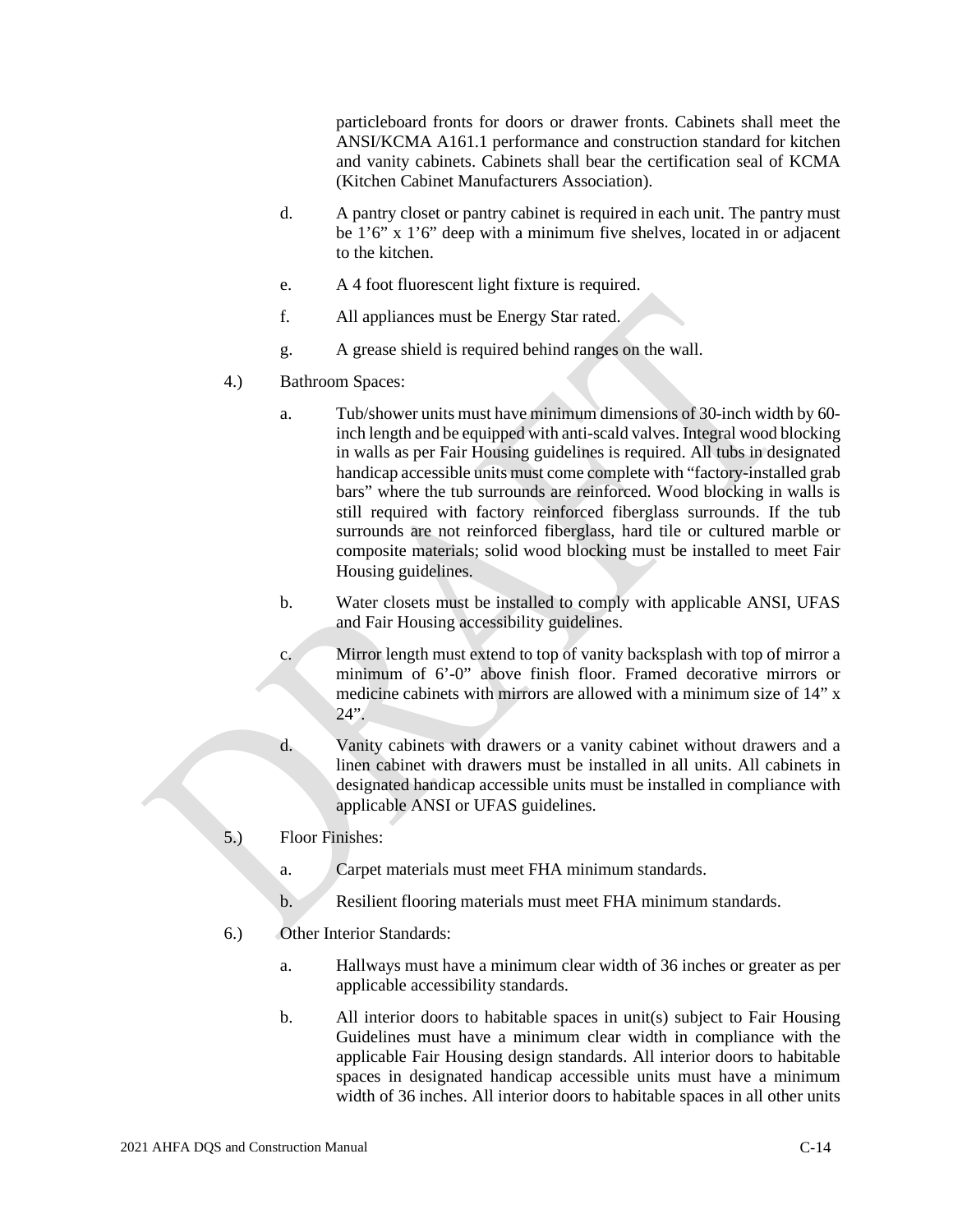particleboard fronts for doors or drawer fronts. Cabinets shall meet the ANSI/KCMA A161.1 performance and construction standard for kitchen and vanity cabinets. Cabinets shall bear the certification seal of KCMA (Kitchen Cabinet Manufacturers Association).

d. A pantry closet or pantry cabinet is required in each unit. The pantry must be 1'6" x 1'6" deep with a minimum five shelves, located in or adjacent to the kitchen.

e. A 4 foot fluorescent light fixture is required.

f. All appliances must be Energy Star rated.

g. A grease shield is required behind ranges on the wall.

4.) Bathroom Spaces:

a. Tub/shower units must have minimum dimensions of 30-inch width by 60-inch length and be equipped with anti-scald valves. Integral wood blocking in walls as per Fair Housing guidelines is required. All tubs in designated handicap accessible units must come complete with "factory-installed grab bars" where the tub surrounds are reinforced. Wood blocking in walls is still required with factory reinforced fiberglass surrounds. If the tub surrounds are not reinforced fiberglass, hard tile or cultured marble or composite materials; solid wood blocking must be installed to meet Fair Housing guidelines.

b. Water closets must be installed to comply with applicable ANSI, UFAS and Fair Housing accessibility guidelines.

c. Mirror length must extend to top of vanity backsplash with top of mirror a minimum of 6'-0" above finish floor. Framed decorative mirrors or medicine cabinets with mirrors are allowed with a minimum size of 14" x 24".

d. Vanity cabinets with drawers or a vanity cabinet without drawers and a linen cabinet with drawers must be installed in all units. All cabinets in designated handicap accessible units must be installed in compliance with applicable ANSI or UFAS guidelines.

5.) Floor Finishes:

a. Carpet materials must meet FHA minimum standards.

b. Resilient flooring materials must meet FHA minimum standards.

6.) Other Interior Standards:

a. Hallways must have a minimum clear width of 36 inches or greater as per applicable accessibility standards.

b. All interior doors to habitable spaces in unit(s) subject to Fair Housing Guidelines must have a minimum clear width in compliance with the applicable Fair Housing design standards. All interior doors to habitable spaces in designated handicap accessible units must have a minimum width of 36 inches. All interior doors to habitable spaces in all other units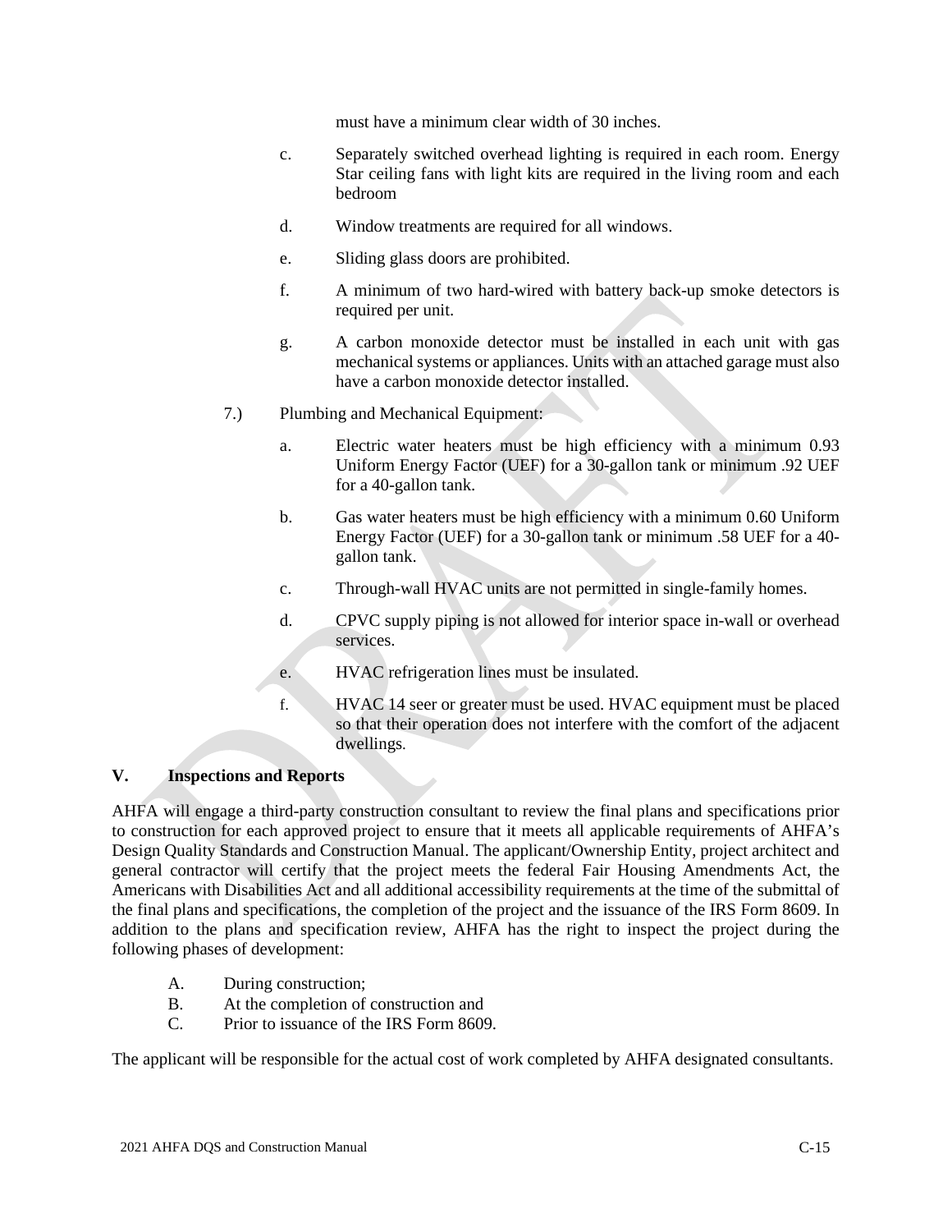must have a minimum clear width of 30 inches.

c. Separately switched overhead lighting is required in each room. Energy Star ceiling fans with light kits are required in the living room and each bedroom

d. Window treatments are required for all windows.

e. Sliding glass doors are prohibited.

f. A minimum of two hard-wired with battery back-up smoke detectors is required per unit.

g. A carbon monoxide detector must be installed in each unit with gas mechanical systems or appliances. Units with an attached garage must also have a carbon monoxide detector installed.

7.) Plumbing and Mechanical Equipment:

a. Electric water heaters must be high efficiency with a minimum 0.93 Uniform Energy Factor (UEF) for a 30-gallon tank or minimum .92 UEF for a 40-gallon tank.

b. Gas water heaters must be high efficiency with a minimum 0.60 Uniform Energy Factor (UEF) for a 30-gallon tank or minimum .58 UEF for a 40-gallon tank.

c. Through-wall HVAC units are not permitted in single-family homes.

d. CPVC supply piping is not allowed for interior space in-wall or overhead services.

e. HVAC refrigeration lines must be insulated.

f. HVAC 14 seer or greater must be used. HVAC equipment must be placed so that their operation does not interfere with the comfort of the adjacent dwellings.

## V. Inspections and Reports

AHFA will engage a third-party construction consultant to review the final plans and specifications prior to construction for each approved project to ensure that it meets all applicable requirements of AHFA's Design Quality Standards and Construction Manual. The applicant/Ownership Entity, project architect and general contractor will certify that the project meets the federal Fair Housing Amendments Act, the Americans with Disabilities Act and all additional accessibility requirements at the time of the submittal of the final plans and specifications, the completion of the project and the issuance of the IRS Form 8609. In addition to the plans and specification review, AHFA has the right to inspect the project during the following phases of development:

A. During construction;
B. At the completion of construction and
C. Prior to issuance of the IRS Form 8609.

The applicant will be responsible for the actual cost of work completed by AHFA designated consultants.